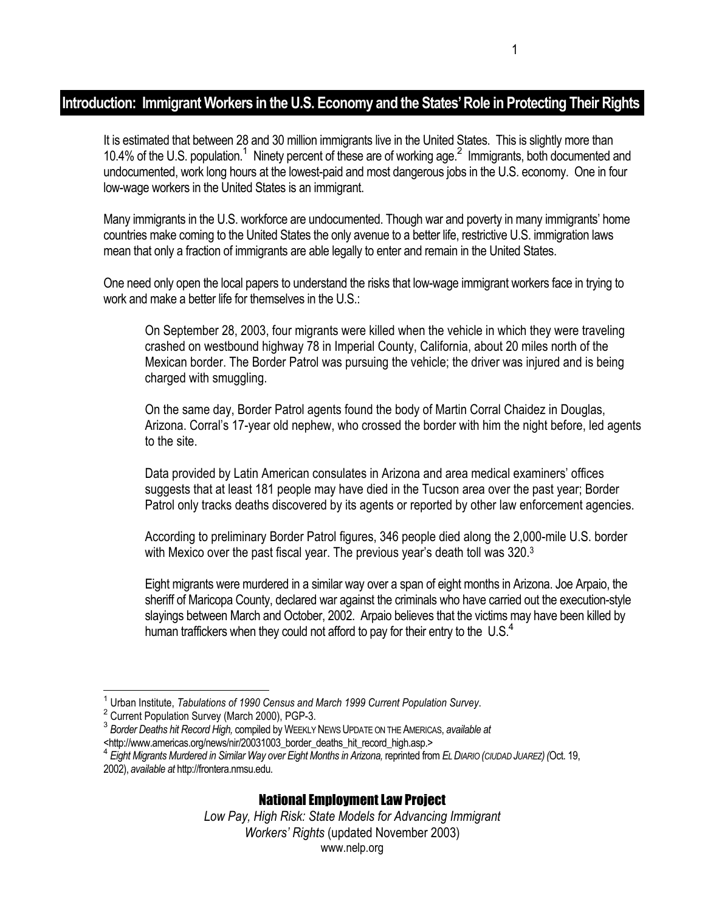## Introduction: Immigrant Workers in the U.S. Economy and the States' Role in Protecting Their Rights

It is estimated that between 28 and 30 million immigrants live in the United States. This is slightly more than 10.4% of the U.S. population.[1] Ninety percent of these are of working age.[2] Immigrants, both documented and undocumented, work long hours at the lowest-paid and most dangerous jobs in the U.S. economy. One in four low-wage workers in the United States is an immigrant.

Many immigrants in the U.S. workforce are undocumented. Though war and poverty in many immigrants' home countries make coming to the United States the only avenue to a better life, restrictive U.S. immigration laws mean that only a fraction of immigrants are able legally to enter and remain in the United States.

One need only open the local papers to understand the risks that low-wage immigrant workers face in trying to work and make a better life for themselves in the U.S.:

> On September 28, 2003, four migrants were killed when the vehicle in which they were traveling crashed on westbound highway 78 in Imperial County, California, about 20 miles north of the Mexican border. The Border Patrol was pursuing the vehicle; the driver was injured and is being charged with smuggling.
>
> On the same day, Border Patrol agents found the body of Martin Corral Chaidez in Douglas, Arizona. Corral's 17-year old nephew, who crossed the border with him the night before, led agents to the site.
>
> Data provided by Latin American consulates in Arizona and area medical examiners' offices suggests that at least 181 people may have died in the Tucson area over the past year; Border Patrol only tracks deaths discovered by its agents or reported by other law enforcement agencies.
>
> According to preliminary Border Patrol figures, 346 people died along the 2,000-mile U.S. border with Mexico over the past fiscal year. The previous year's death toll was 320.[3]
>
> Eight migrants were murdered in a similar way over a span of eight months in Arizona. Joe Arpaio, the sheriff of Maricopa County, declared war against the criminals who have carried out the execution-style slayings between March and October, 2002. Arpaio believes that the victims may have been killed by human traffickers when they could not afford to pay for their entry to the U.S.[4]

---

[1] Urban Institute, *Tabulations of 1990 Census and March 1999 Current Population Survey*.

[2] Current Population Survey (March 2000), PGP-3.

[3] *Border Deaths hit Record High,* compiled by WEEKLY NEWS UPDATE ON THE AMERICAS, *available at* <http://www.americas.org/news/nir/20031003_border_deaths_hit_record_high.asp.>

[4] *Eight Migrants Murdered in Similar Way over Eight Months in Arizona,* reprinted from *EL DIARIO (CIUDAD JUAREZ) (*Oct. 19, 2002), *available at* http://frontera.nmsu.edu.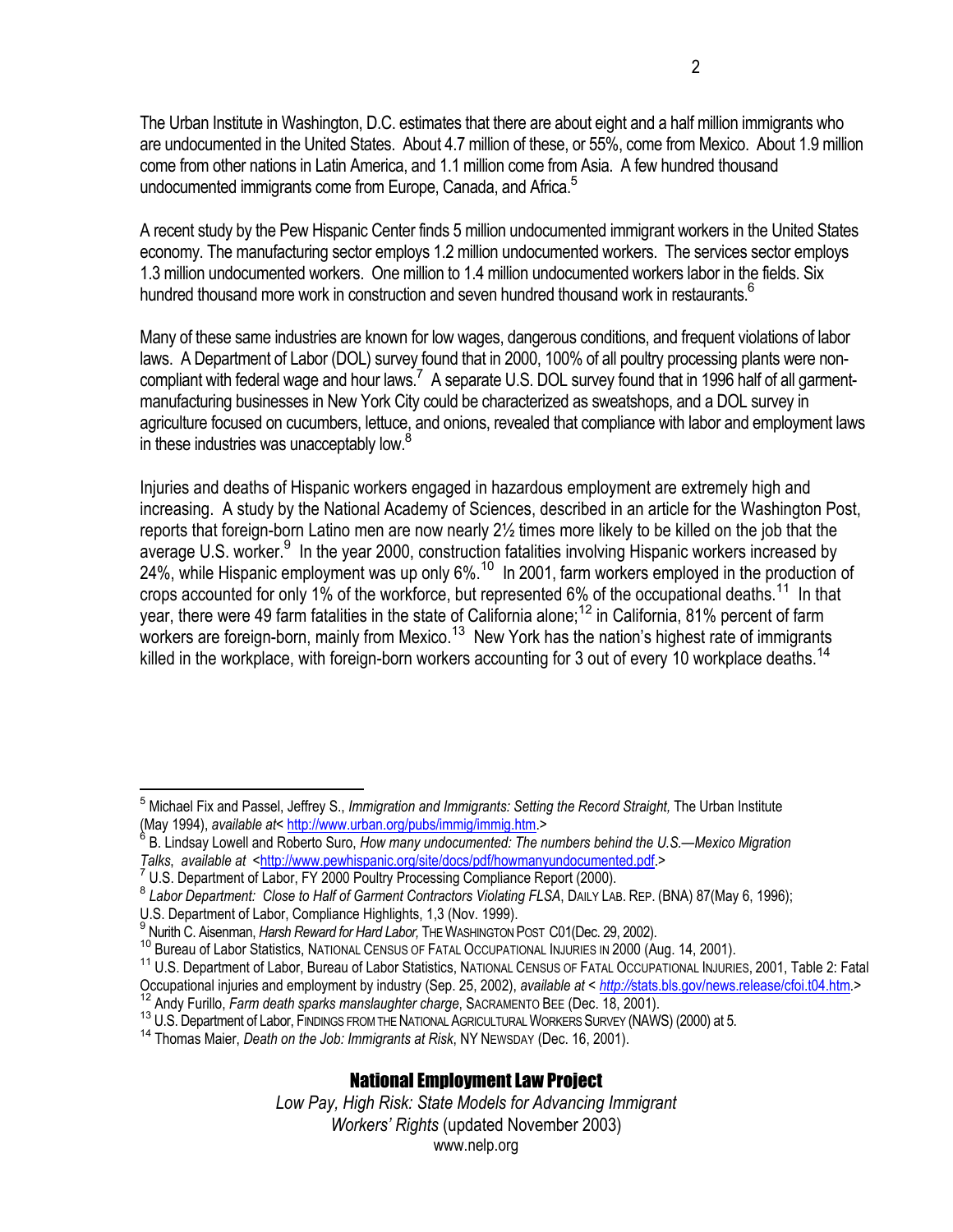The Urban Institute in Washington, D.C. estimates that there are about eight and a half million immigrants who are undocumented in the United States. About 4.7 million of these, or 55%, come from Mexico. About 1.9 million come from other nations in Latin America, and 1.1 million come from Asia. A few hundred thousand undocumented immigrants come from Europe, Canada, and Africa.[5]

A recent study by the Pew Hispanic Center finds 5 million undocumented immigrant workers in the United States economy. The manufacturing sector employs 1.2 million undocumented workers. The services sector employs 1.3 million undocumented workers. One million to 1.4 million undocumented workers labor in the fields. Six hundred thousand more work in construction and seven hundred thousand work in restaurants.[6]

Many of these same industries are known for low wages, dangerous conditions, and frequent violations of labor laws. A Department of Labor (DOL) survey found that in 2000, 100% of all poultry processing plants were non-compliant with federal wage and hour laws.[7] A separate U.S. DOL survey found that in 1996 half of all garment-manufacturing businesses in New York City could be characterized as sweatshops, and a DOL survey in agriculture focused on cucumbers, lettuce, and onions, revealed that compliance with labor and employment laws in these industries was unacceptably low.[8]

Injuries and deaths of Hispanic workers engaged in hazardous employment are extremely high and increasing. A study by the National Academy of Sciences, described in an article for the Washington Post, reports that foreign-born Latino men are now nearly 2½ times more likely to be killed on the job that the average U.S. worker.[9] In the year 2000, construction fatalities involving Hispanic workers increased by 24%, while Hispanic employment was up only 6%.[10] In 2001, farm workers employed in the production of crops accounted for only 1% of the workforce, but represented 6% of the occupational deaths.[11] In that year, there were 49 farm fatalities in the state of California alone;[12] in California, 81% percent of farm workers are foreign-born, mainly from Mexico.[13] New York has the nation's highest rate of immigrants killed in the workplace, with foreign-born workers accounting for 3 out of every 10 workplace deaths.[14]

---

[5] Michael Fix and Passel, Jeffrey S., *Immigration and Immigrants: Setting the Record Straight,* The Urban Institute (May 1994), *available at*< http://www.urban.org/pubs/immig/immig.htm.>

[6] B. Lindsay Lowell and Roberto Suro, *How many undocumented: The numbers behind the U.S.—Mexico Migration Talks*, *available at* <http://www.pewhispanic.org/site/docs/pdf/howmanyundocumented.pdf.>

[7] U.S. Department of Labor, FY 2000 Poultry Processing Compliance Report (2000).

[8] *Labor Department: Close to Half of Garment Contractors Violating FLSA*, DAILY LAB. REP. (BNA) 87(May 6, 1996); U.S. Department of Labor, Compliance Highlights, 1,3 (Nov. 1999).

[9] Nurith C. Aisenman, *Harsh Reward for Hard Labor,* THE WASHINGTON POST C01(Dec. 29, 2002).

[10] Bureau of Labor Statistics, NATIONAL CENSUS OF FATAL OCCUPATIONAL INJURIES IN 2000 (Aug. 14, 2001).

[11] U.S. Department of Labor, Bureau of Labor Statistics, NATIONAL CENSUS OF FATAL OCCUPATIONAL INJURIES, 2001, Table 2: Fatal Occupational injuries and employment by industry (Sep. 25, 2002), *available at* < *http://*stats.bls.gov/news.release/cfoi.t04.htm.>

[12] Andy Furillo, *Farm death sparks manslaughter charge*, SACRAMENTO BEE (Dec. 18, 2001).

[13] U.S. Department of Labor, FINDINGS FROM THE NATIONAL AGRICULTURAL WORKERS SURVEY (NAWS) (2000) at 5.

[14] Thomas Maier, *Death on the Job: Immigrants at Risk*, NY NEWSDAY (Dec. 16, 2001).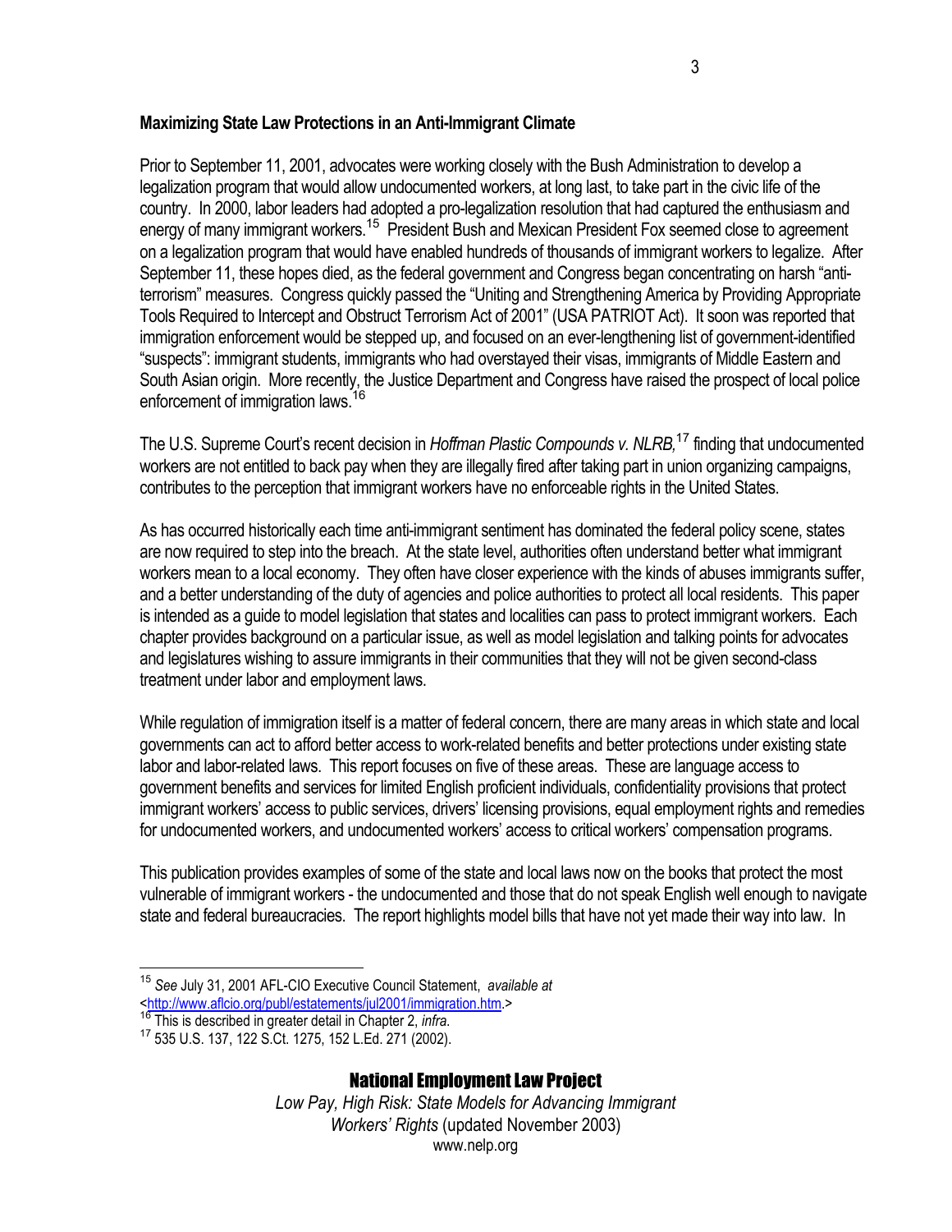**Maximizing State Law Protections in an Anti-Immigrant Climate**

Prior to September 11, 2001, advocates were working closely with the Bush Administration to develop a legalization program that would allow undocumented workers, at long last, to take part in the civic life of the country. In 2000, labor leaders had adopted a pro-legalization resolution that had captured the enthusiasm and energy of many immigrant workers.[15] President Bush and Mexican President Fox seemed close to agreement on a legalization program that would have enabled hundreds of thousands of immigrant workers to legalize. After September 11, these hopes died, as the federal government and Congress began concentrating on harsh "anti-terrorism" measures. Congress quickly passed the "Uniting and Strengthening America by Providing Appropriate Tools Required to Intercept and Obstruct Terrorism Act of 2001" (USA PATRIOT Act). It soon was reported that immigration enforcement would be stepped up, and focused on an ever-lengthening list of government-identified "suspects": immigrant students, immigrants who had overstayed their visas, immigrants of Middle Eastern and South Asian origin. More recently, the Justice Department and Congress have raised the prospect of local police enforcement of immigration laws.[16]

The U.S. Supreme Court's recent decision in *Hoffman Plastic Compounds v. NLRB,*[17] finding that undocumented workers are not entitled to back pay when they are illegally fired after taking part in union organizing campaigns, contributes to the perception that immigrant workers have no enforceable rights in the United States.

As has occurred historically each time anti-immigrant sentiment has dominated the federal policy scene, states are now required to step into the breach. At the state level, authorities often understand better what immigrant workers mean to a local economy. They often have closer experience with the kinds of abuses immigrants suffer, and a better understanding of the duty of agencies and police authorities to protect all local residents. This paper is intended as a guide to model legislation that states and localities can pass to protect immigrant workers. Each chapter provides background on a particular issue, as well as model legislation and talking points for advocates and legislatures wishing to assure immigrants in their communities that they will not be given second-class treatment under labor and employment laws.

While regulation of immigration itself is a matter of federal concern, there are many areas in which state and local governments can act to afford better access to work-related benefits and better protections under existing state labor and labor-related laws. This report focuses on five of these areas. These are language access to government benefits and services for limited English proficient individuals, confidentiality provisions that protect immigrant workers' access to public services, drivers' licensing provisions, equal employment rights and remedies for undocumented workers, and undocumented workers' access to critical workers' compensation programs.

This publication provides examples of some of the state and local laws now on the books that protect the most vulnerable of immigrant workers - the undocumented and those that do not speak English well enough to navigate state and federal bureaucracies. The report highlights model bills that have not yet made their way into law. In

---

[15] *See* July 31, 2001 AFL-CIO Executive Council Statement, *available at* <http://www.aflcio.org/publ/estatements/jul2001/immigration.htm.>

[16] This is described in greater detail in Chapter 2, *infra*.

[17] 535 U.S. 137, 122 S.Ct. 1275, 152 L.Ed. 271 (2002).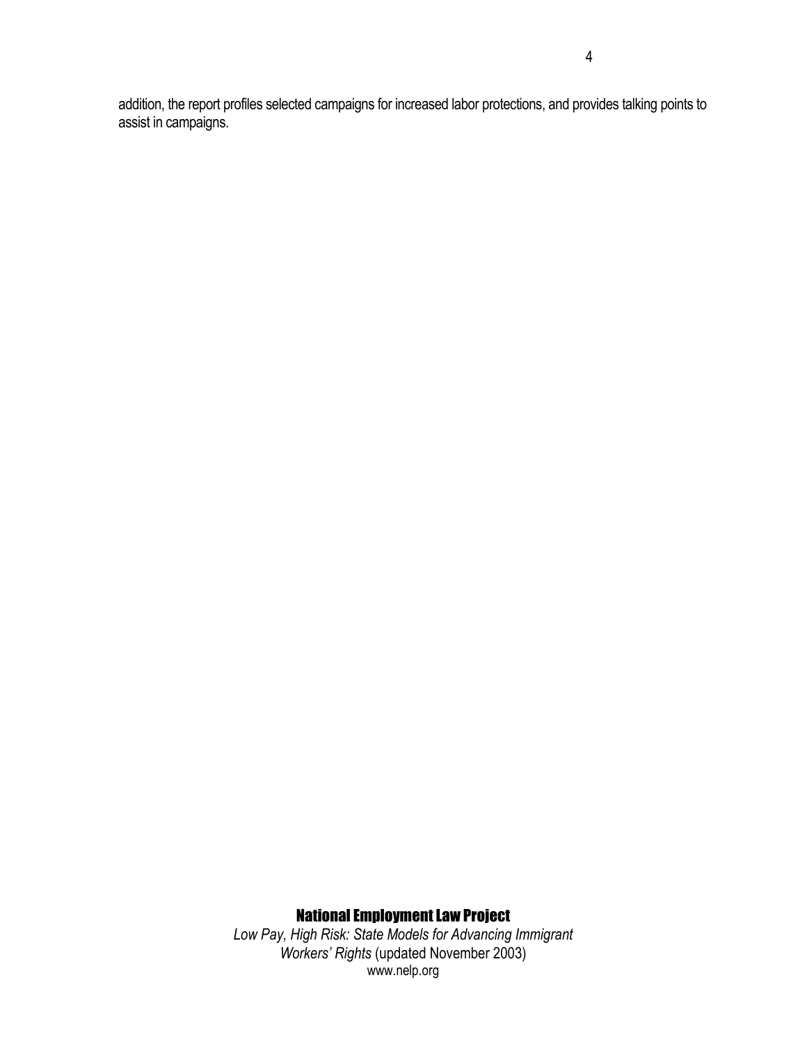addition, the report profiles selected campaigns for increased labor protections, and provides talking points to assist in campaigns.